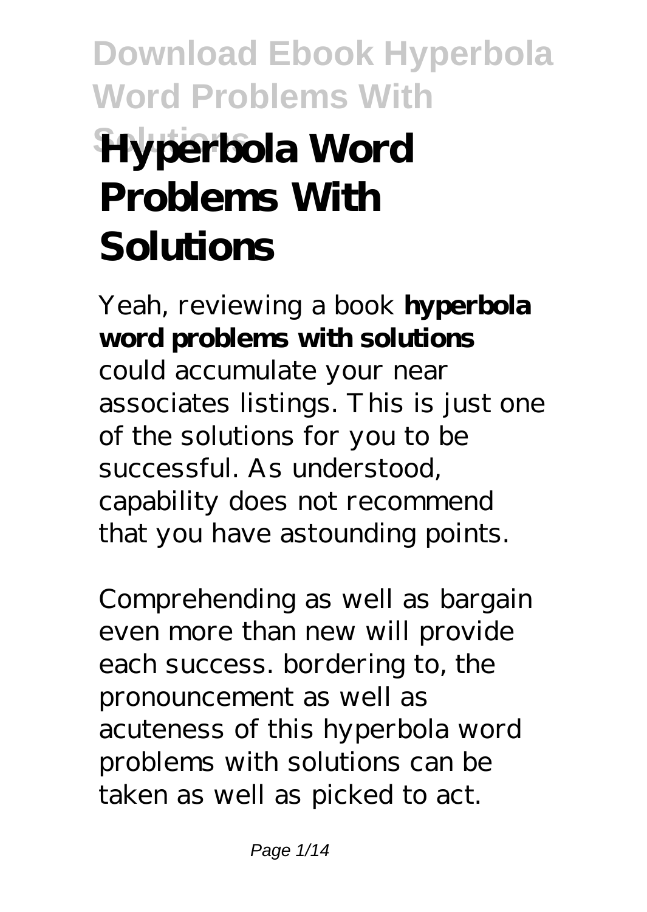# Hyperbola Word Problems With Solutions

Yeah, reviewing a book **hyperbola word problems with solutions** could accumulate your near associates listings. This is just one of the solutions for you to be successful. As understood, capability does not recommend that you have astounding points.

Comprehending as well as bargain even more than new will provide each success. bordering to, the pronouncement as well as acuteness of this hyperbola word problems with solutions can be taken as well as picked to act.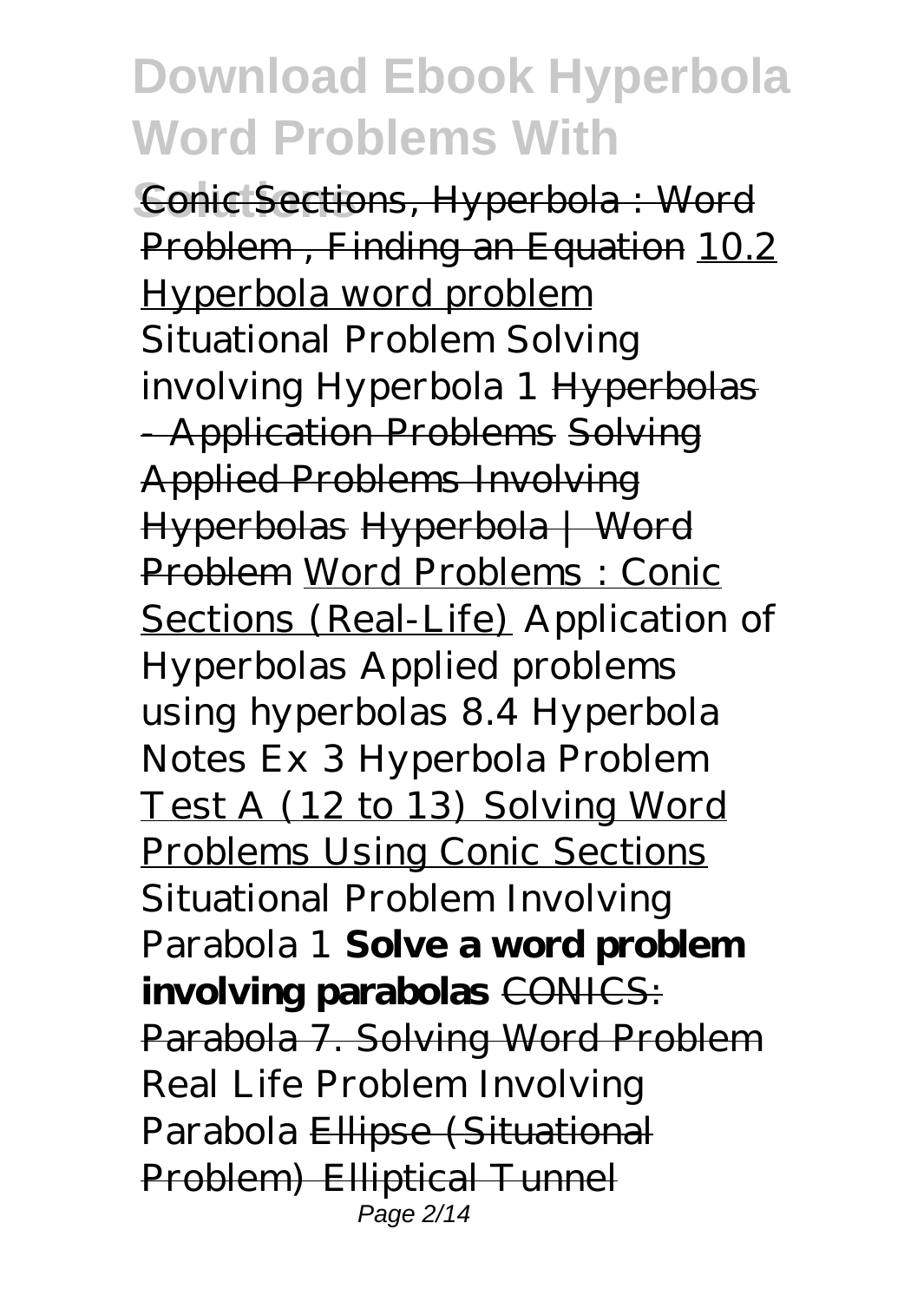Conic Sections, Hyperbola : Word Problem , Finding an Equation 10.2 Hyperbola word problem *Situational Problem Solving involving Hyperbola 1* Hyperbolas - Application Problems Solving Applied Problems Involving Hyperbolas Hyperbola | Word Problem Word Problems : Conic Sections (Real-Life) *Application of Hyperbolas Applied problems using hyperbolas 8.4 Hyperbola Notes Ex 3 Hyperbola Problem* Test A (12 to 13) Solving Word Problems Using Conic Sections *Situational Problem Involving Parabola 1* **Solve a word problem involving parabolas** CONICS: Parabola 7. Solving Word Problem *Real Life Problem Involving Parabola* Ellipse (Situational Problem) Elliptical Tunnel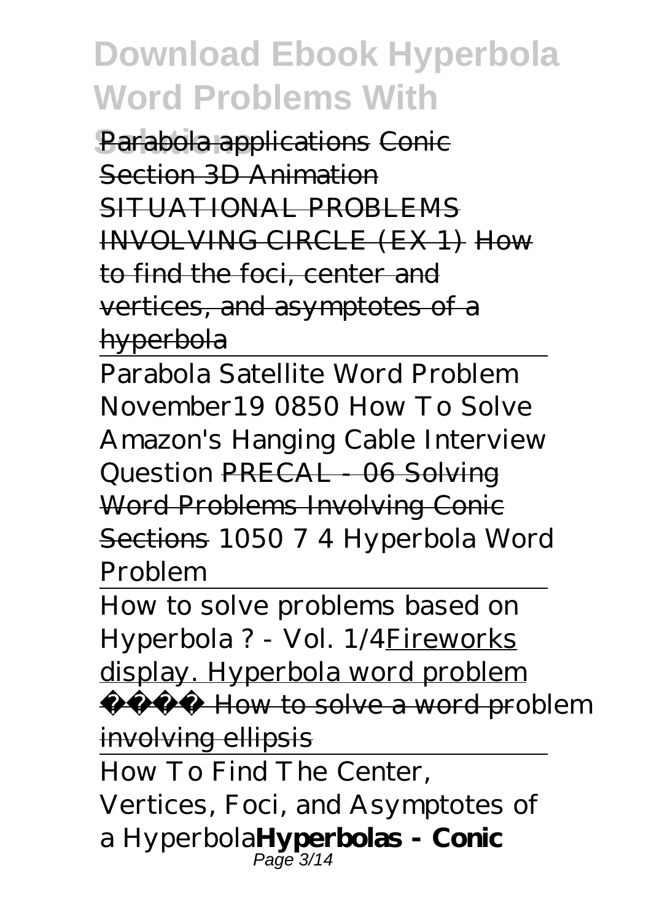Parabola applications ~~Conic Section 3D Animation~~ ~~SITUATIONAL PROBLEMS INVOLVING CIRCLE (EX 1)~~ ~~How to find the foci, center and vertices, and asymptotes of a hyperbola~~

Parabola Satellite Word Problem *November19 0850 How To Solve Amazon's Hanging Cable Interview Question* ~~PRECAL - 06 Solving Word Problems Involving Conic Sections~~ *1050 7 4 Hyperbola Word Problem*

How to solve problems based on Hyperbola ? - Vol. 1/4 Fireworks display. Hyperbola word problem

~~How to solve a word problem involving ellipsis~~

How To Find The Center, Vertices, Foci, and Asymptotes of a Hyperbola **Hyperbolas - Conic**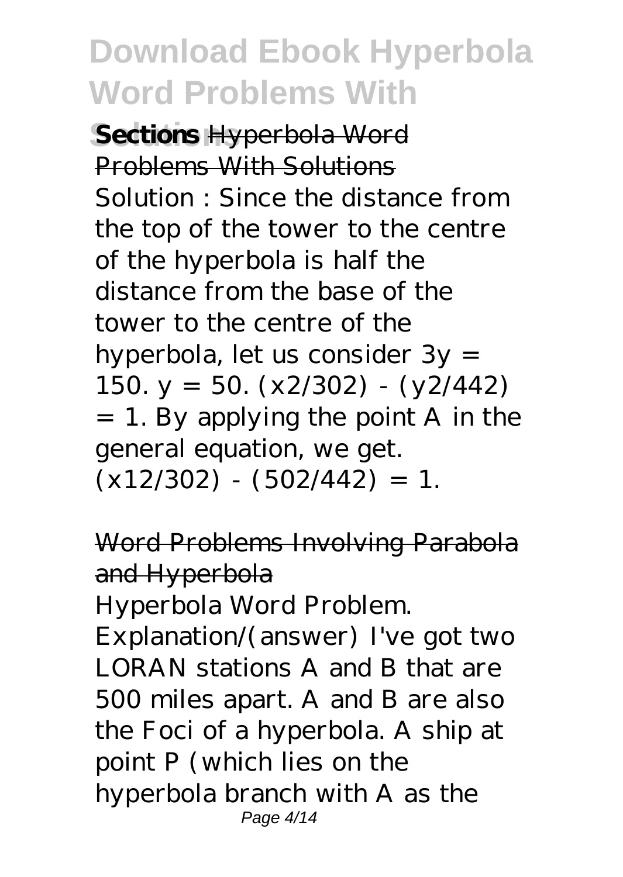# Download Ebook Hyperbola Word Problems With Solutions

**Sections** Hyperbola Word Problems With Solutions

Solution : Since the distance from the top of the tower to the centre of the hyperbola is half the distance from the base of the tower to the centre of the hyperbola, let us consider $3y = 150$. $y = 50$. $(x2/302) - (y2/442) = 1$. By applying the point A in the general equation, we get. $(x12/302) - (502/442) = 1$.

Word Problems Involving Parabola and Hyperbola

Hyperbola Word Problem. Explanation/(answer) I've got two LORAN stations A and B that are 500 miles apart. A and B are also the Foci of a hyperbola. A ship at point P (which lies on the hyperbola branch with A as the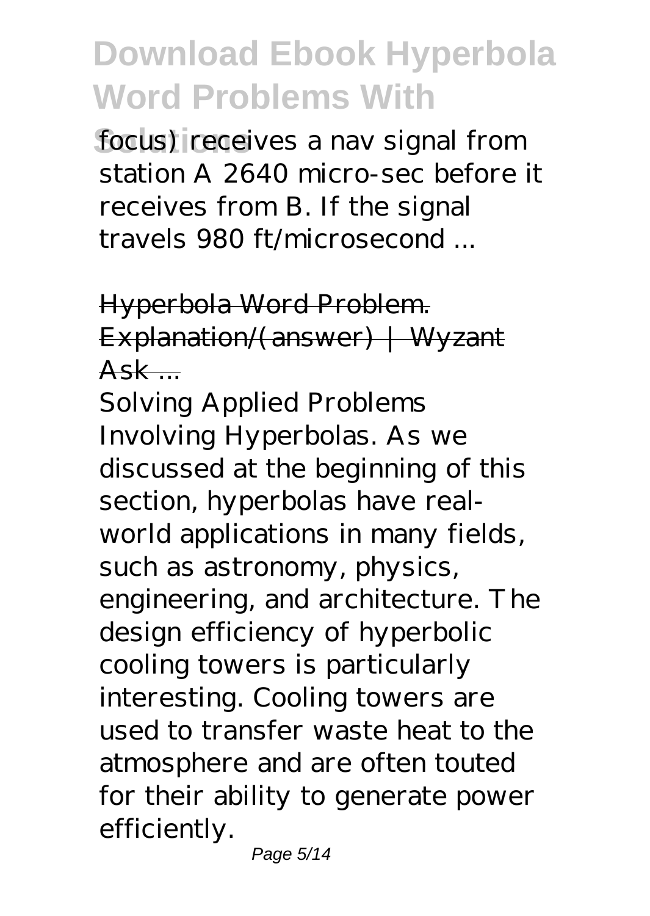focus) receives a nav signal from station A 2640 micro-sec before it receives from B. If the signal travels 980 ft/microsecond ...

Hyperbola Word Problem. Explanation/(answer) | Wyzant Ask ...

Solving Applied Problems Involving Hyperbolas. As we discussed at the beginning of this section, hyperbolas have real-world applications in many fields, such as astronomy, physics, engineering, and architecture. The design efficiency of hyperbolic cooling towers is particularly interesting. Cooling towers are used to transfer waste heat to the atmosphere and are often touted for their ability to generate power efficiently.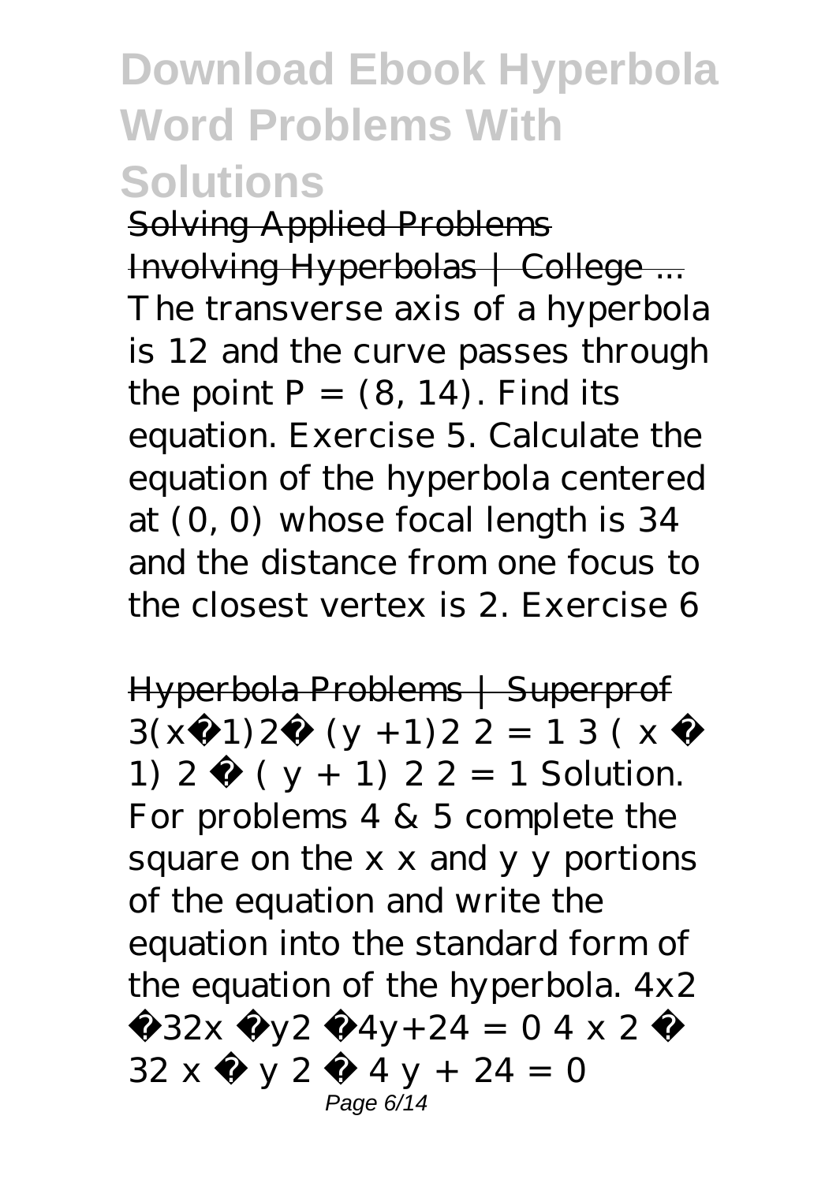# Download Ebook Hyperbola Word Problems With Solutions

~~Solving Applied Problems Involving Hyperbolas | College ...~~

The transverse axis of a hyperbola is 12 and the curve passes through the point $P = (8, 14)$. Find its equation. Exercise 5. Calculate the equation of the hyperbola centered at $(0, 0)$ whose focal length is 34 and the distance from one focus to the closest vertex is 2. Exercise 6

~~Hyperbola Problems | Superprof~~

$3(x-1)^2-\frac{(y+1)^2}{2}=1$ $3(x-1)^2-\frac{(y+1)^2}{2}=1$ Solution. For problems 4 & 5 complete the square on the x x and y y portions of the equation and write the equation into the standard form of the equation of the hyperbola. $4x^2-32x-y^2-4y+24=0$ $4x^2-32x-y^2-4y+24=0$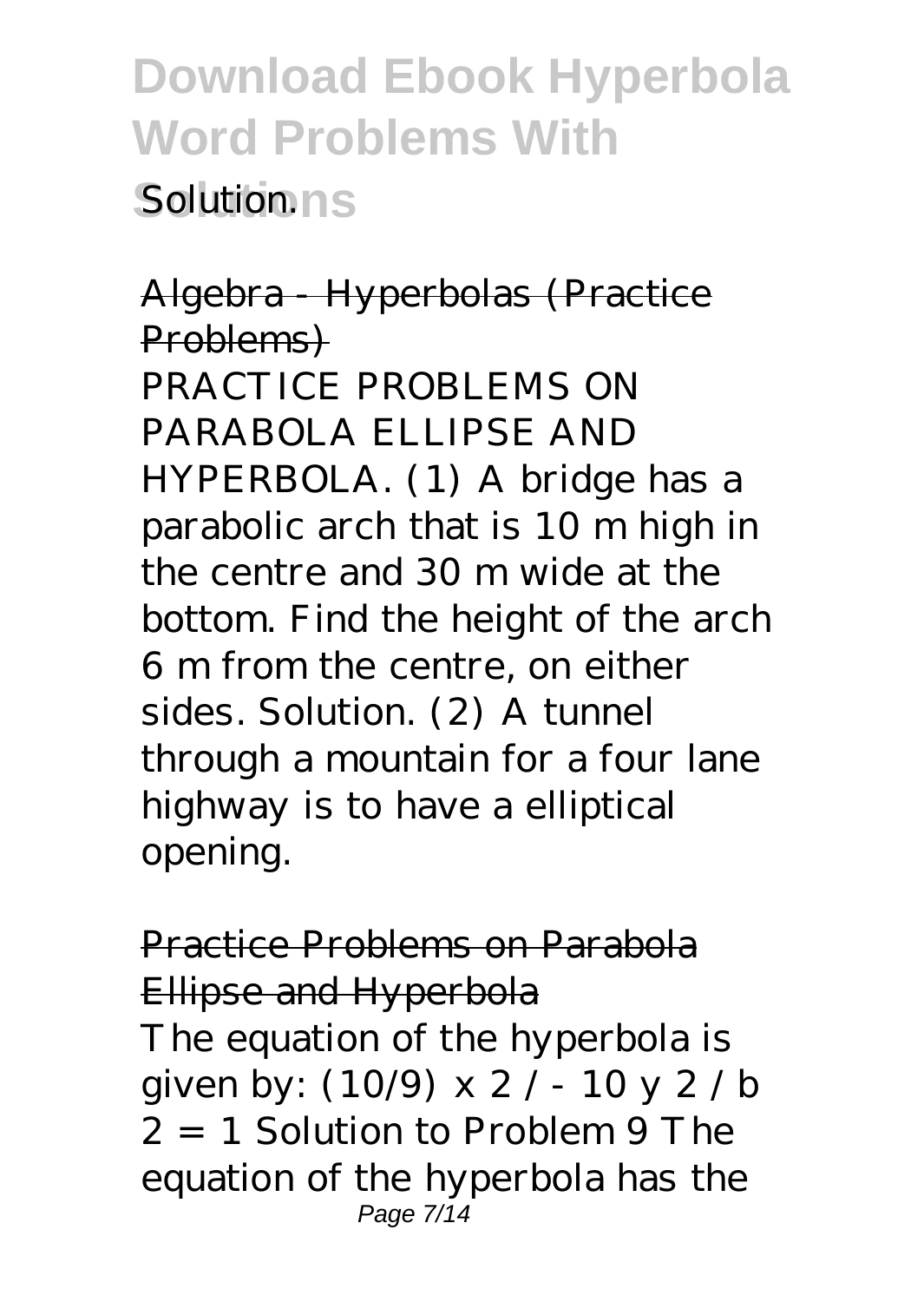Solution.

## Algebra - Hyperbolas (Practice Problems)

PRACTICE PROBLEMS ON PARABOLA ELLIPSE AND HYPERBOLA. (1) A bridge has a parabolic arch that is 10 m high in the centre and 30 m wide at the bottom. Find the height of the arch 6 m from the centre, on either sides. Solution. (2) A tunnel through a mountain for a four lane highway is to have a elliptical opening.

## Practice Problems on Parabola Ellipse and Hyperbola

The equation of the hyperbola is given by: $(10/9)\ x^2 / - 10\ y^2 / b^2 = 1$ Solution to Problem 9 The equation of the hyperbola has the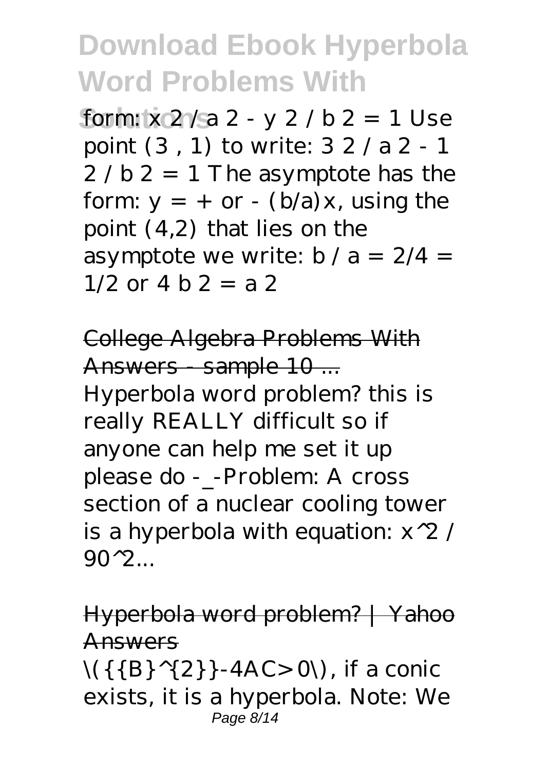form: $x^2 / a^2 - y^2 / b^2 = 1$ Use point (3 , 1) to write: $3^2 / a^2 - 1^2 / b^2 = 1$ The asymptote has the form: $y = + \text{ or } - (b/a)x$, using the point (4,2) that lies on the asymptote we write: $b / a = 2/4 = 1/2$ or $4 b^2 = a^2$

## College Algebra Problems With Answers - sample 10 ...

Hyperbola word problem? this is really REALLY difficult so if anyone can help me set it up please do -_-Problem: A cross section of a nuclear cooling tower is a hyperbola with equation: $x^2 / 90^2$...

## Hyperbola word problem? | Yahoo Answers

$B^2 - 4AC > 0$, if a conic exists, it is a hyperbola. Note: We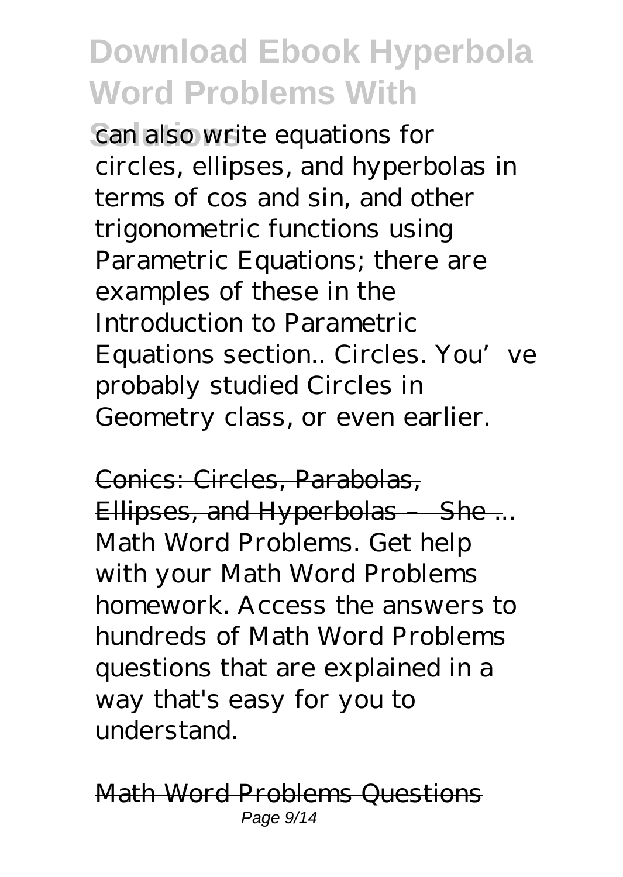can also write equations for circles, ellipses, and hyperbolas in terms of cos and sin, and other trigonometric functions using Parametric Equations; there are examples of these in the Introduction to Parametric Equations section.. Circles. You've probably studied Circles in Geometry class, or even earlier.

Conics: Circles, Parabolas, Ellipses, and Hyperbolas – She ...

Math Word Problems. Get help with your Math Word Problems homework. Access the answers to hundreds of Math Word Problems questions that are explained in a way that's easy for you to understand.

Math Word Problems Questions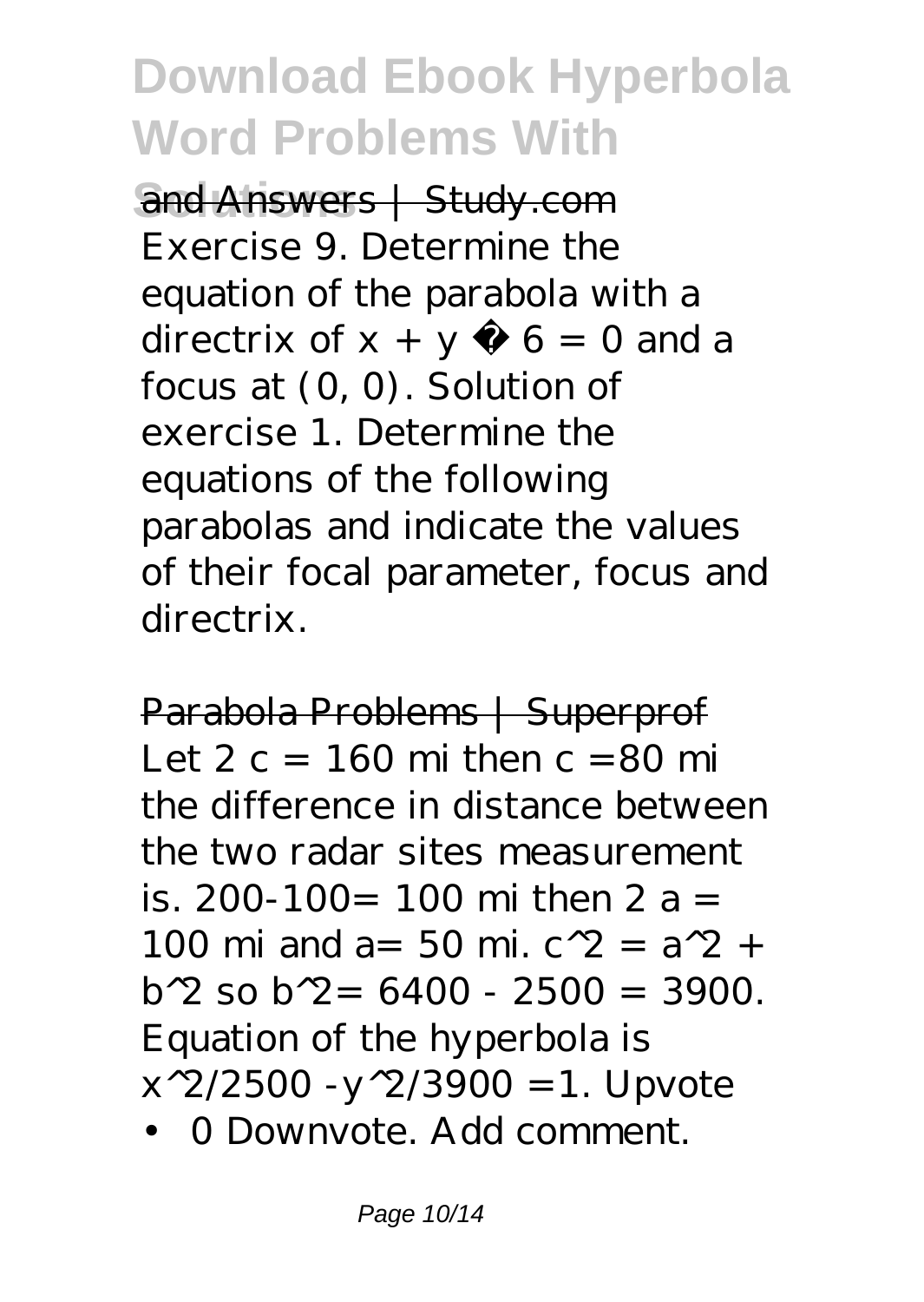and Answers | Study.com

Exercise 9. Determine the equation of the parabola with a directrix of $x + y - 6 = 0$ and a focus at $(0, 0)$. Solution of exercise 1. Determine the equations of the following parabolas and indicate the values of their focal parameter, focus and directrix.

Parabola Problems | Superprof

Let $2c = 160$ mi then $c = 80$ mi the difference in distance between the two radar sites measurement is. $200-100 = 100$ mi then $2a = 100$ mi and $a = 50$ mi. $c^2 = a^2 + b^2$ so $b^2 = 6400 - 2500 = 3900$. Equation of the hyperbola is $x^2/2500 - y^2/3900 = 1$. Upvote

- 0 Downvote. Add comment.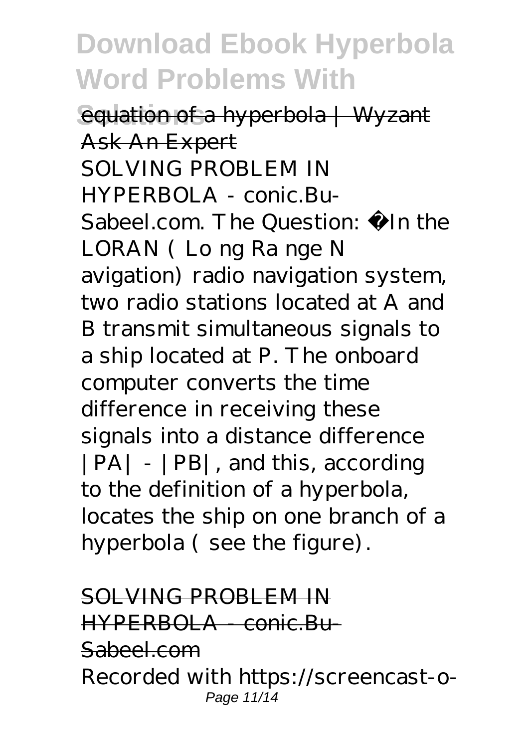equation of a hyperbola | Wyzant Ask An Expert

SOLVING PROBLEM IN HYPERBOLA - conic.Bu-Sabeel.com. The Question: In the LORAN ( Lo ng Ra nge N avigation) radio navigation system, two radio stations located at A and B transmit simultaneous signals to a ship located at P. The onboard computer converts the time difference in receiving these signals into a distance difference |PA| - |PB|, and this, according to the definition of a hyperbola, locates the ship on one branch of a hyperbola ( see the figure).

SOLVING PROBLEM IN HYPERBOLA - conic.Bu-Sabeel.com

Recorded with https://screencast-o-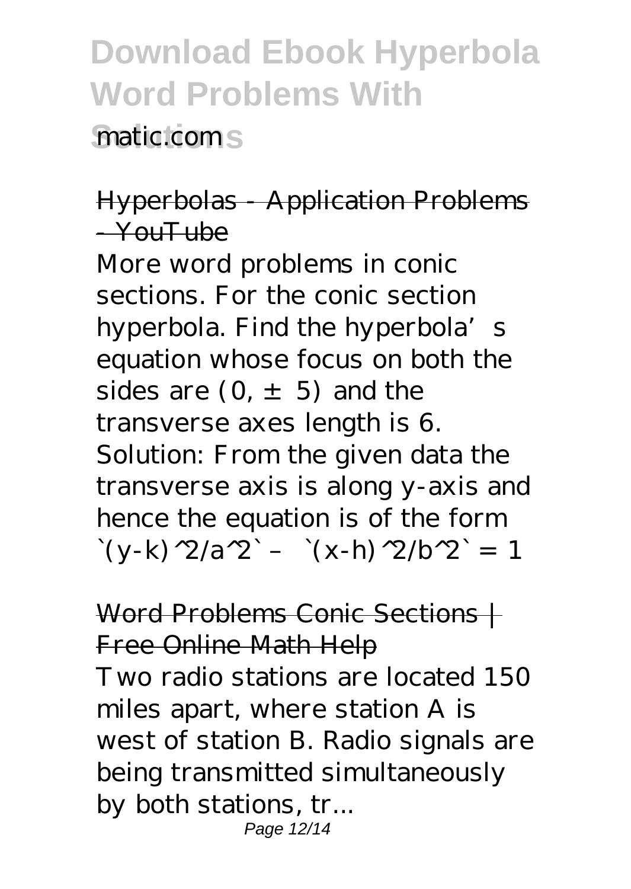matic.com

Hyperbolas - Application Problems - YouTube

More word problems in conic sections. For the conic section hyperbola. Find the hyperbola's equation whose focus on both the sides are $(0, \pm 5)$ and the transverse axes length is 6. Solution: From the given data the transverse axis is along y-axis and hence the equation is of the form `(y-k)^2/a^2` – `(x-h)^2/b^2` = 1

Word Problems Conic Sections | Free Online Math Help

Two radio stations are located 150 miles apart, where station A is west of station B. Radio signals are being transmitted simultaneously by both stations, tr...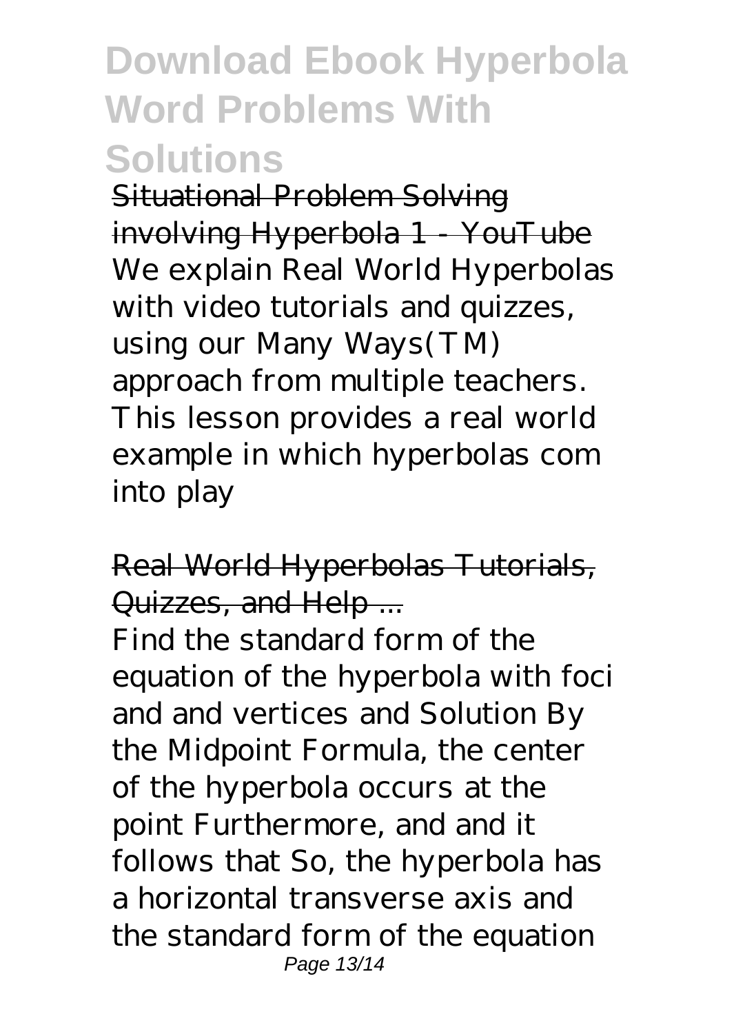Situational Problem Solving involving Hyperbola 1 - YouTube

We explain Real World Hyperbolas with video tutorials and quizzes, using our Many Ways(TM) approach from multiple teachers. This lesson provides a real world example in which hyperbolas com into play

Real World Hyperbolas Tutorials, Quizzes, and Help ...

Find the standard form of the equation of the hyperbola with foci and and vertices and Solution By the Midpoint Formula, the center of the hyperbola occurs at the point Furthermore, and and it follows that So, the hyperbola has a horizontal transverse axis and the standard form of the equation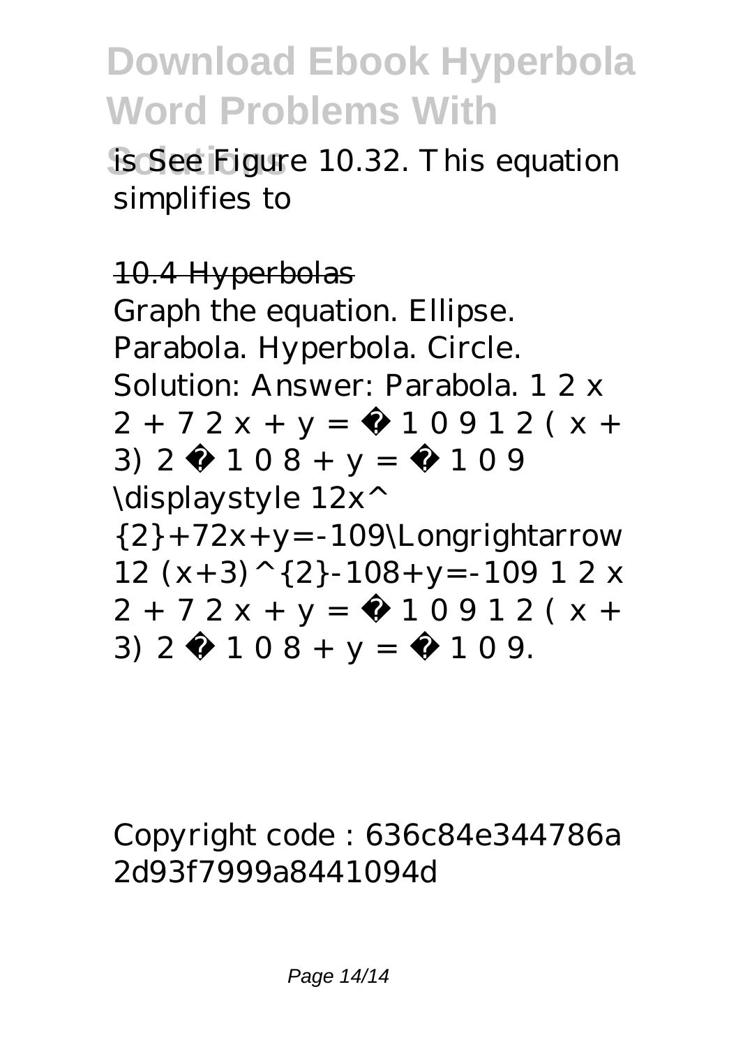is See Figure 10.32. This equation simplifies to

~~10.4 Hyperbolas~~

Graph the equation. Ellipse. Parabola. Hyperbola. Circle. Solution: Answer: Parabola. 1 2 x 2 + 7 2 x + y = − 1 0 9 1 2 ( x + 3) 2 − 1 0 8 + y = − 1 0 9 \displaystyle 12x^{2}+72x+y=-109\Longrightarrow 12 (x+3)^{2}-108+y=-109 1 2 x 2 + 7 2 x + y = − 1 0 9 1 2 ( x + 3) 2 − 1 0 8 + y = − 1 0 9.

Copyright code : 636c84e344786a2d93f7999a8441094d